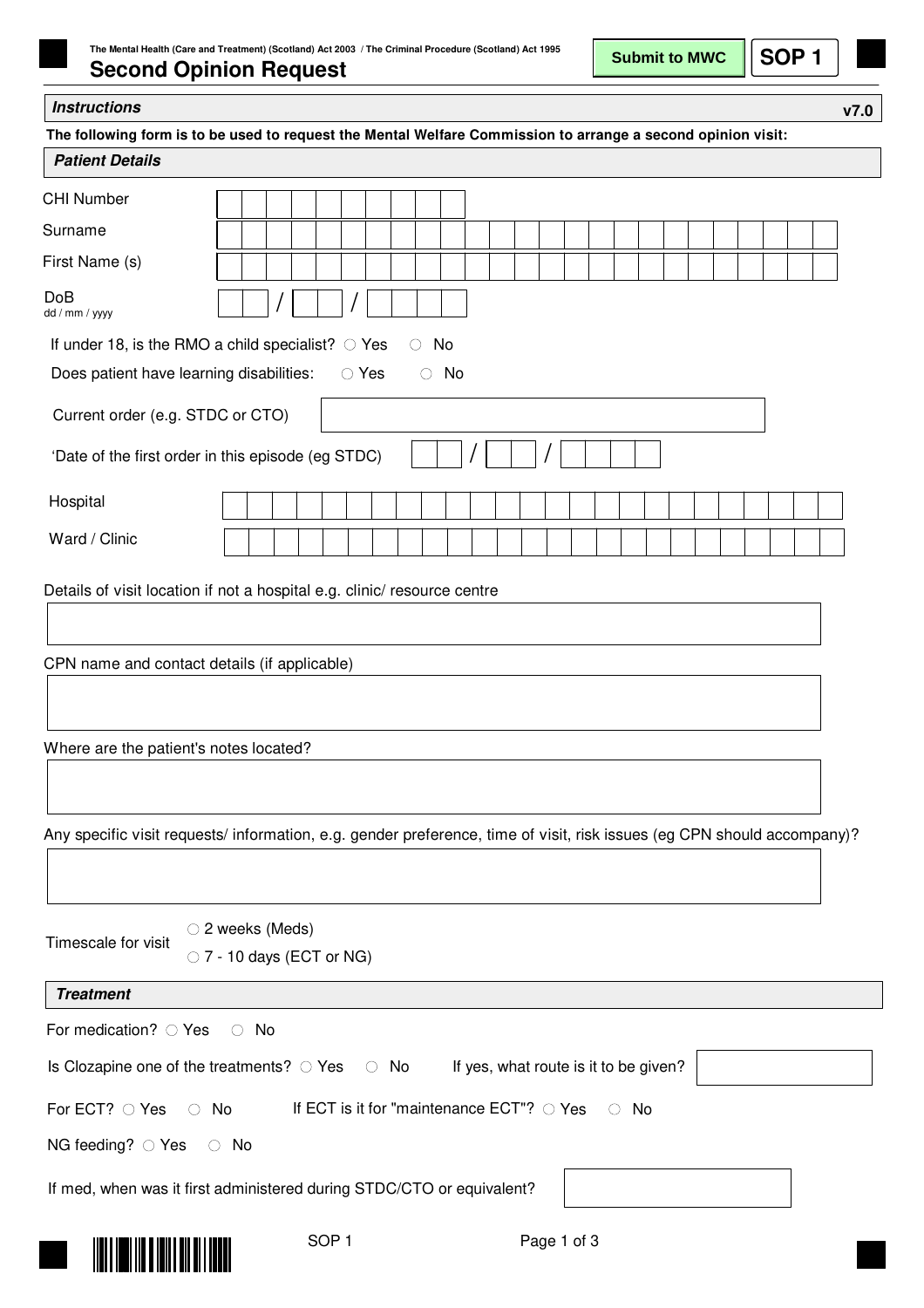The Mental Health (Care and Treatment) (Scotland) Act 2003 / The Criminal Procedure (Scotland) Act 1995

# Second Opinion Request

Submit to MWC

**SOP 1**

## *Instructions*

v7.0

**The following form is to be used to request the Mental Welfare Commission to arrange a second opinion visit:**

## *Patient Details*

CHI Number

Surname

First Name (s)

DoB
dd / mm / yyyy

/ /

If under 18, is the RMO a child specialist? ○ Yes ○ No

Does patient have learning disabilities: ○ Yes ○ No

Current order (e.g. STDC or CTO)

'Date of the first order in this episode (eg STDC) / /

Hospital

Ward / Clinic

Details of visit location if not a hospital e.g. clinic/ resource centre

CPN name and contact details (if applicable)

Where are the patient's notes located?

Any specific visit requests/ information, e.g. gender preference, time of visit, risk issues (eg CPN should accompany)?

Timescale for visit

○ 2 weeks (Meds)

○ 7 - 10 days (ECT or NG)

## *Treatment*

For medication? ○ Yes ○ No

Is Clozapine one of the treatments? ○ Yes ○ No If yes, what route is it to be given?

For ECT? ○ Yes ○ No If ECT is it for "maintenance ECT"? ○ Yes ○ No

NG feeding? ○ Yes ○ No

If med, when was it first administered during STDC/CTO or equivalent?

SOP 1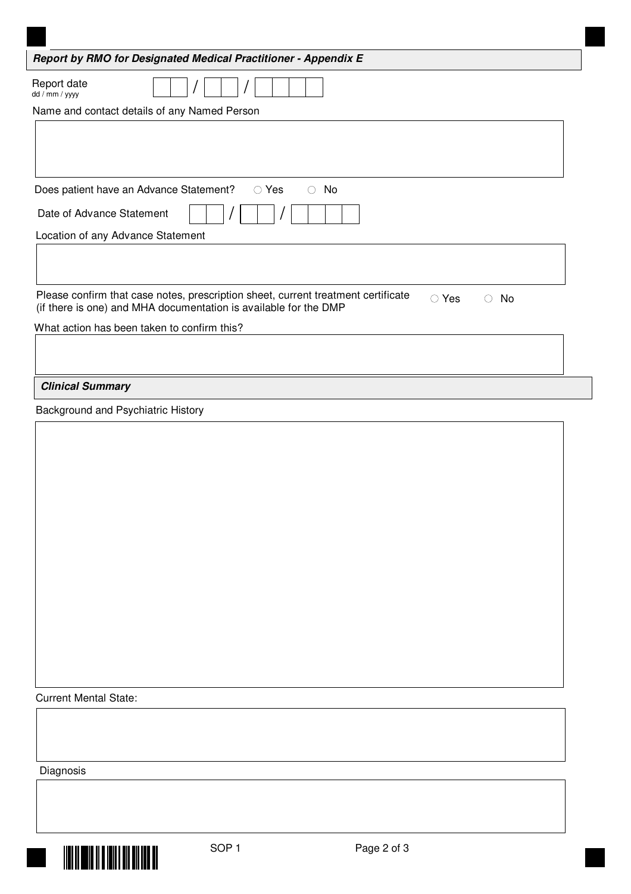## *Report by RMO for Designated Medical Practitioner - Appendix E*

Report date
dd / mm / yyyy

__ __ / __ __ / __ __ __ __

Name and contact details of any Named Person

Does patient have an Advance Statement? ○ Yes ○ No

Date of Advance Statement __ __ / __ __ / __ __ __ __

Location of any Advance Statement

Please confirm that case notes, prescription sheet, current treatment certificate (if there is one) and MHA documentation is available for the DMP ○ Yes ○ No

What action has been taken to confirm this?

## *Clinical Summary*

Background and Psychiatric History

Current Mental State:

Diagnosis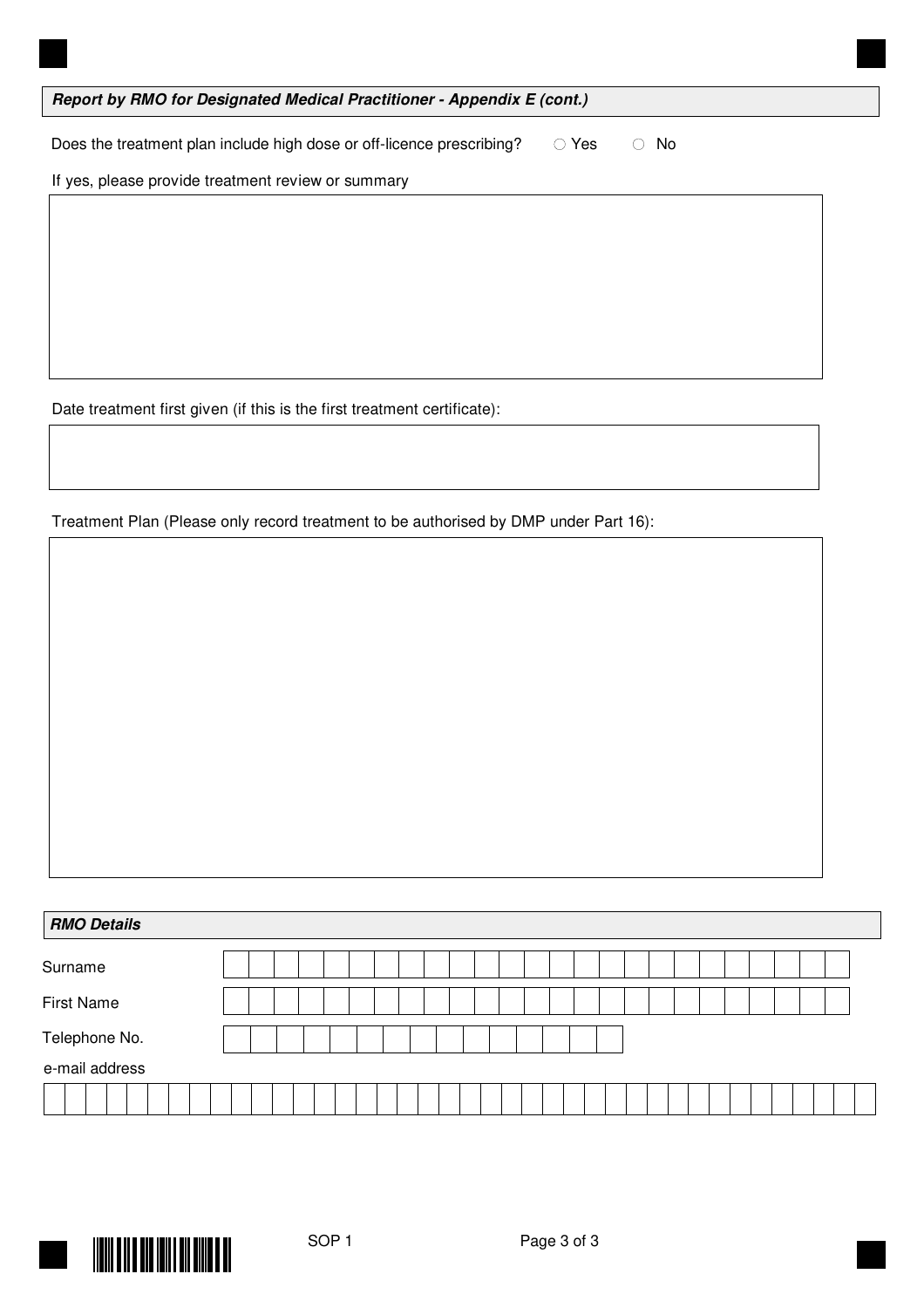### *Report by RMO for Designated Medical Practitioner - Appendix E (cont.)*

Does the treatment plan include high dose or off-licence prescribing? ○ Yes ○ No

If yes, please provide treatment review or summary

Date treatment first given (if this is the first treatment certificate):

Treatment Plan (Please only record treatment to be authorised by DMP under Part 16):

### *RMO Details*

Surname

First Name

Telephone No.

e-mail address

SOP 1